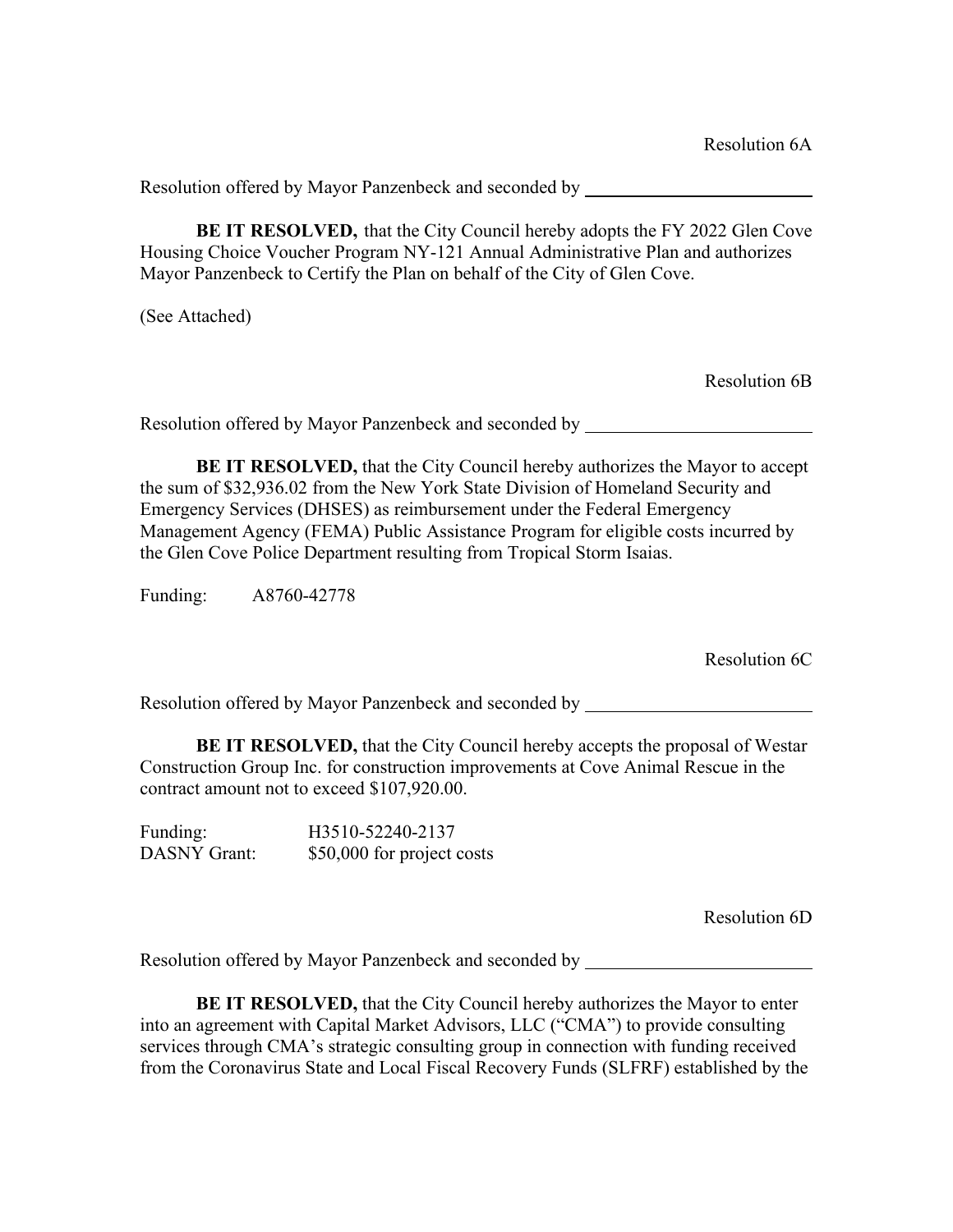Resolution 6A

Resolution offered by Mayor Panzenbeck and seconded by \_\_\_\_\_\_\_\_\_\_\_\_\_\_\_\_\_\_\_\_\_\_\_\_\_

**BE IT RESOLVED,** that the City Council hereby adopts the FY 2022 Glen Cove Housing Choice Voucher Program NY-121 Annual Administrative Plan and authorizes Mayor Panzenbeck to Certify the Plan on behalf of the City of Glen Cove.

(See Attached)

Resolution 6B

Resolution offered by Mayor Panzenbeck and seconded by \_\_\_\_\_\_\_\_\_\_\_\_\_\_\_\_\_\_\_\_\_\_\_\_\_

**BE IT RESOLVED,** that the City Council hereby authorizes the Mayor to accept the sum of $32,936.02 from the New York State Division of Homeland Security and Emergency Services (DHSES) as reimbursement under the Federal Emergency Management Agency (FEMA) Public Assistance Program for eligible costs incurred by the Glen Cove Police Department resulting from Tropical Storm Isaias.

Funding: A8760-42778

Resolution 6C

Resolution offered by Mayor Panzenbeck and seconded by \_\_\_\_\_\_\_\_\_\_\_\_\_\_\_\_\_\_\_\_\_\_\_\_\_

**BE IT RESOLVED,** that the City Council hereby accepts the proposal of Westar Construction Group Inc. for construction improvements at Cove Animal Rescue in the contract amount not to exceed $107,920.00.

Funding: H3510-52240-2137
DASNY Grant: $50,000 for project costs

Resolution 6D

Resolution offered by Mayor Panzenbeck and seconded by \_\_\_\_\_\_\_\_\_\_\_\_\_\_\_\_\_\_\_\_\_\_\_\_\_

**BE IT RESOLVED,** that the City Council hereby authorizes the Mayor to enter into an agreement with Capital Market Advisors, LLC ("CMA") to provide consulting services through CMA's strategic consulting group in connection with funding received from the Coronavirus State and Local Fiscal Recovery Funds (SLFRF) established by the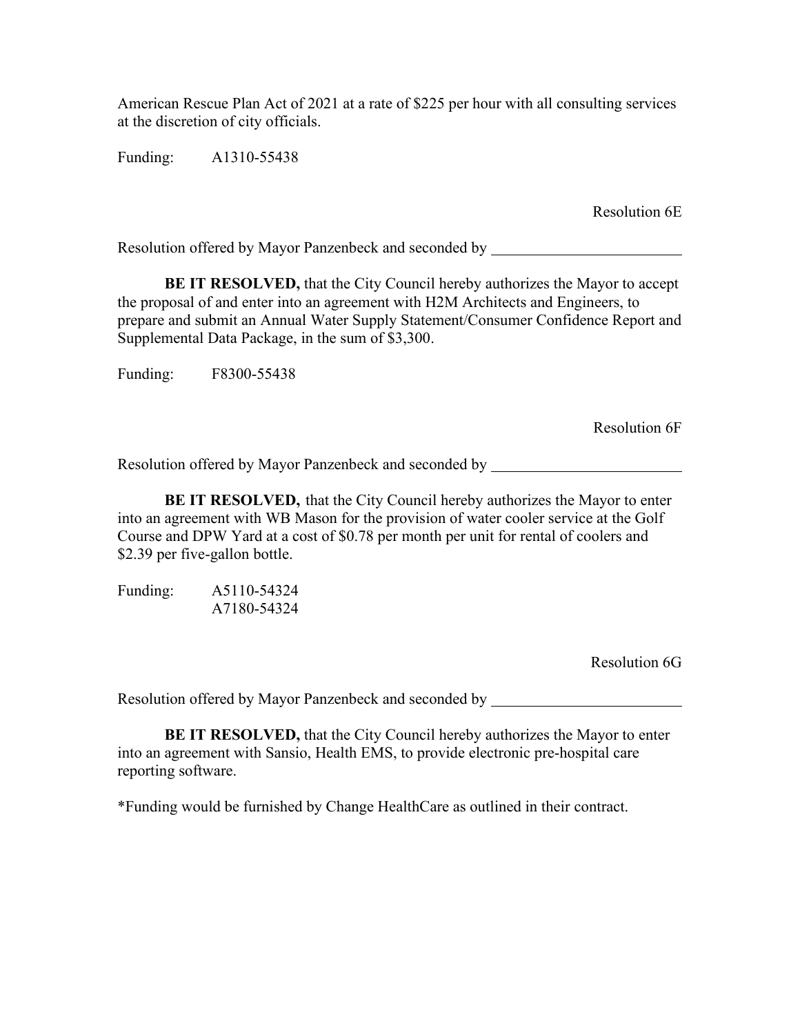American Rescue Plan Act of 2021 at a rate of $225 per hour with all consulting services at the discretion of city officials.

Funding: A1310-55438

Resolution 6E

Resolution offered by Mayor Panzenbeck and seconded by \_\_\_\_\_\_\_\_\_\_\_\_\_\_\_\_\_\_\_\_\_\_\_\_\_

**BE IT RESOLVED,** that the City Council hereby authorizes the Mayor to accept the proposal of and enter into an agreement with H2M Architects and Engineers, to prepare and submit an Annual Water Supply Statement/Consumer Confidence Report and Supplemental Data Package, in the sum of $3,300.

Funding: F8300-55438

Resolution 6F

Resolution offered by Mayor Panzenbeck and seconded by \_\_\_\_\_\_\_\_\_\_\_\_\_\_\_\_\_\_\_\_\_\_\_\_\_

**BE IT RESOLVED,** that the City Council hereby authorizes the Mayor to enter into an agreement with WB Mason for the provision of water cooler service at the Golf Course and DPW Yard at a cost of $0.78 per month per unit for rental of coolers and $2.39 per five-gallon bottle.

Funding: A5110-54324
A7180-54324

Resolution 6G

Resolution offered by Mayor Panzenbeck and seconded by \_\_\_\_\_\_\_\_\_\_\_\_\_\_\_\_\_\_\_\_\_\_\_\_\_

**BE IT RESOLVED,** that the City Council hereby authorizes the Mayor to enter into an agreement with Sansio, Health EMS, to provide electronic pre-hospital care reporting software.

*Funding would be furnished by Change HealthCare as outlined in their contract.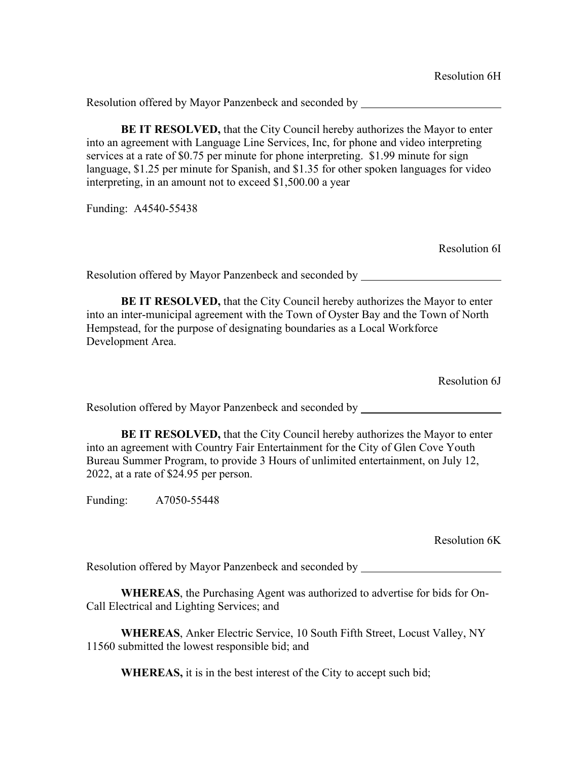Resolution 6H

Resolution offered by Mayor Panzenbeck and seconded by \_\_\_\_\_\_\_\_\_\_\_\_\_\_\_\_\_\_\_\_\_\_\_\_\_

**BE IT RESOLVED,** that the City Council hereby authorizes the Mayor to enter into an agreement with Language Line Services, Inc, for phone and video interpreting services at a rate of $0.75 per minute for phone interpreting. $1.99 minute for sign language, $1.25 per minute for Spanish, and $1.35 for other spoken languages for video interpreting, in an amount not to exceed $1,500.00 a year

Funding: A4540-55438

Resolution 6I

Resolution offered by Mayor Panzenbeck and seconded by \_\_\_\_\_\_\_\_\_\_\_\_\_\_\_\_\_\_\_\_\_\_\_\_\_

**BE IT RESOLVED,** that the City Council hereby authorizes the Mayor to enter into an inter-municipal agreement with the Town of Oyster Bay and the Town of North Hempstead, for the purpose of designating boundaries as a Local Workforce Development Area.

Resolution 6J

Resolution offered by Mayor Panzenbeck and seconded by \_\_\_\_\_\_\_\_\_\_\_\_\_\_\_\_\_\_\_\_\_\_\_\_\_

**BE IT RESOLVED,** that the City Council hereby authorizes the Mayor to enter into an agreement with Country Fair Entertainment for the City of Glen Cove Youth Bureau Summer Program, to provide 3 Hours of unlimited entertainment, on July 12, 2022, at a rate of $24.95 per person.

Funding: A7050-55448

Resolution 6K

Resolution offered by Mayor Panzenbeck and seconded by \_\_\_\_\_\_\_\_\_\_\_\_\_\_\_\_\_\_\_\_\_\_\_\_\_

**WHEREAS**, the Purchasing Agent was authorized to advertise for bids for On-Call Electrical and Lighting Services; and

**WHEREAS**, Anker Electric Service, 10 South Fifth Street, Locust Valley, NY 11560 submitted the lowest responsible bid; and

**WHEREAS,** it is in the best interest of the City to accept such bid;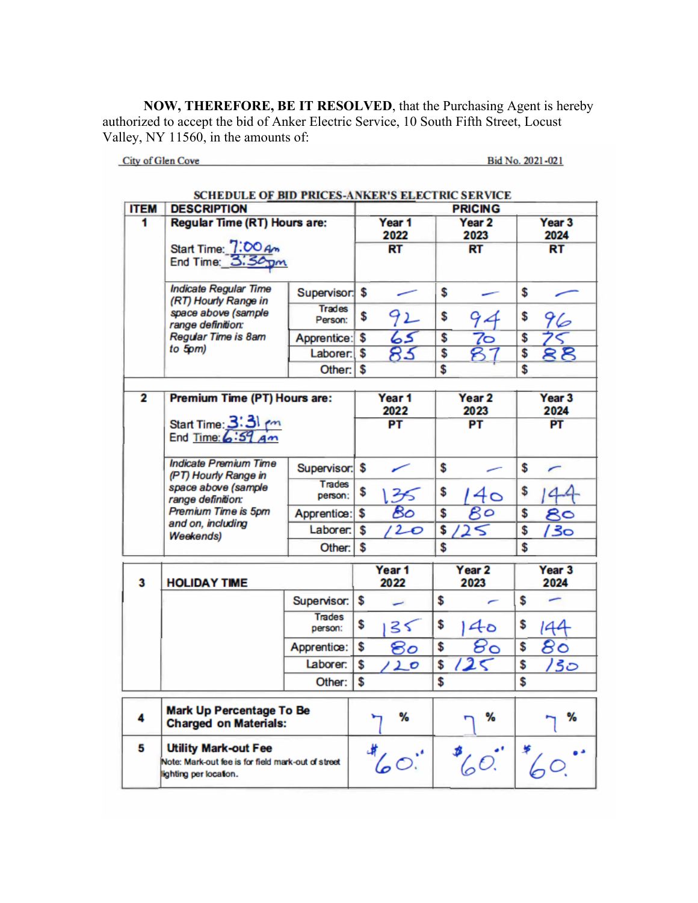**NOW, THEREFORE, BE IT RESOLVED**, that the Purchasing Agent is hereby authorized to accept the bid of Anker Electric Service, 10 South Fifth Street, Locust Valley, NY 11560, in the amounts of:

City of Glen Cove Bid No. 2021-021

**SCHEDULE OF BID PRICES-ANKER'S ELECTRIC SERVICE**

| ITEM | DESCRIPTION | | PRICING | | |
|---|---|---|---|---|---|
| 1 | **Regular Time (RT) Hours are:**<br>Start Time: 7:00 Am<br>End Time: 3:30 pm | | **Year 1 2022 RT** | **Year 2 2023 RT** | **Year 3 2024 RT** |
| | *Indicate Regular Time (RT) Hourly Range in space above (sample range definition: Regular Time is 8am to 5pm)* | Supervisor: | $ — | $ — | $ — |
| | | Trades Person: | $ 92 | $ 94 | $ 96 |
| | | Apprentice: | $ 65 | $ 70 | $ 75 |
| | | Laborer: | $ 85 | $ 87 | $ 88 |
| | | Other: | $ | $ | $ |
| 2 | **Premium Time (PT) Hours are:**<br>Start Time: 3:31 pm<br>End Time: 6:59 Am | | **Year 1 2022 PT** | **Year 2 2023 PT** | **Year 3 2024 PT** |
| | *Indicate Premium Time (PT) Hourly Range in space above (sample range definition: Premium Time is 5pm and on, including Weekends)* | Supervisor: | $ — | $ — | $ — |
| | | Trades person: | $ 135 | $ 140 | $ 144 |
| | | Apprentice: | $ 80 | $ 80 | $ 80 |
| | | Laborer: | $ 120 | $ 125 | $ 130 |
| | | Other: | $ | $ | $ |
| 3 | **HOLIDAY TIME** | | **Year 1 2022** | **Year 2 2023** | **Year 3 2024** |
| | | Supervisor: | $ — | $ — | $ — |
| | | Trades person: | $ 135 | $ 140 | $ 144 |
| | | Apprentice: | $ 80 | $ 80 | $ 80 |
| | | Laborer: | $ 120 | $ 125 | $ 130 |
| | | Other: | $ | $ | $ |
| 4 | **Mark Up Percentage To Be Charged on Materials:** | | 7 % | 7 % | 7 % |
| 5 | **Utility Mark-out Fee**<br>Note: Mark-out fee is for field mark-out of street lighting per location. | | $60.00 | $60.00 | $60.00 |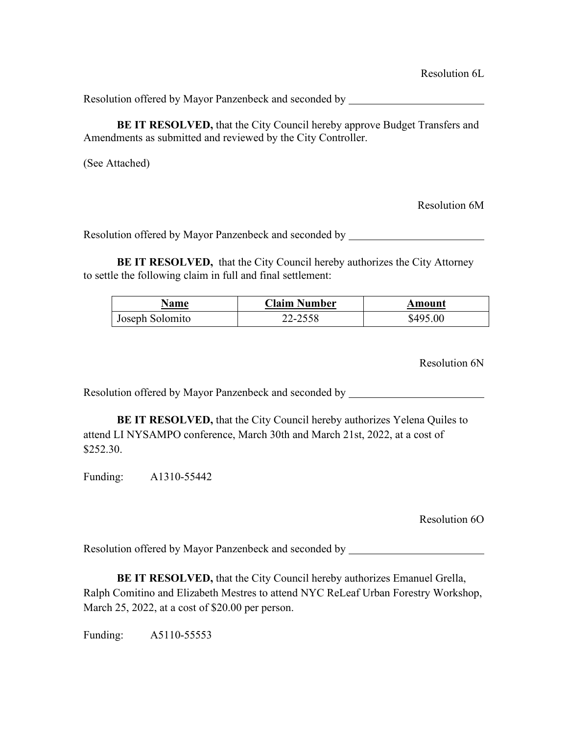Resolution 6L

Resolution offered by Mayor Panzenbeck and seconded by ________________________

**BE IT RESOLVED,** that the City Council hereby approve Budget Transfers and Amendments as submitted and reviewed by the City Controller.

(See Attached)

Resolution 6M

Resolution offered by Mayor Panzenbeck and seconded by ________________________

**BE IT RESOLVED,** that the City Council hereby authorizes the City Attorney to settle the following claim in full and final settlement:

| Name | Claim Number | Amount |
|---|---|---|
| Joseph Solomito | 22-2558 | $495.00 |

Resolution 6N

Resolution offered by Mayor Panzenbeck and seconded by ________________________

**BE IT RESOLVED,** that the City Council hereby authorizes Yelena Quiles to attend LI NYSAMPO conference, March 30th and March 21st, 2022, at a cost of $252.30.

Funding: A1310-55442

Resolution 6O

Resolution offered by Mayor Panzenbeck and seconded by ________________________

**BE IT RESOLVED,** that the City Council hereby authorizes Emanuel Grella, Ralph Comitino and Elizabeth Mestres to attend NYC ReLeaf Urban Forestry Workshop, March 25, 2022, at a cost of $20.00 per person.

Funding: A5110-55553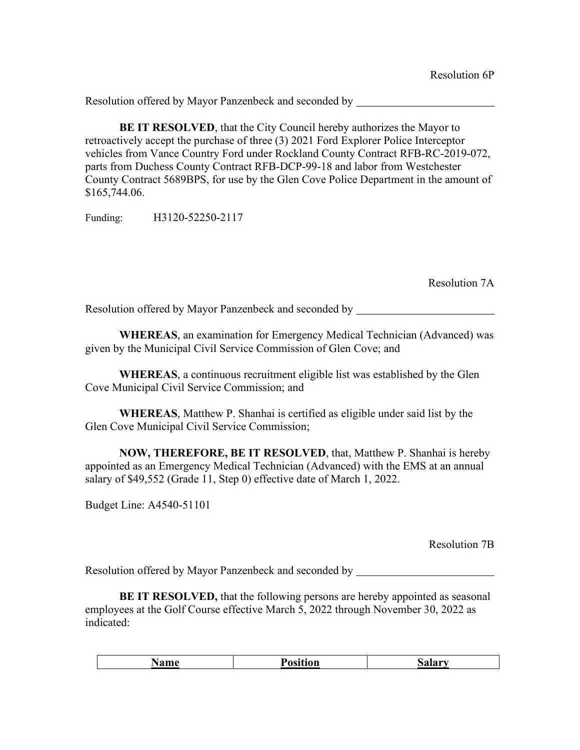Resolution 6P

Resolution offered by Mayor Panzenbeck and seconded by ________________________

**BE IT RESOLVED**, that the City Council hereby authorizes the Mayor to retroactively accept the purchase of three (3) 2021 Ford Explorer Police Interceptor vehicles from Vance Country Ford under Rockland County Contract RFB-RC-2019-072, parts from Duchess County Contract RFB-DCP-99-18 and labor from Westchester County Contract 5689BPS, for use by the Glen Cove Police Department in the amount of $165,744.06.

Funding: H3120-52250-2117

Resolution 7A

Resolution offered by Mayor Panzenbeck and seconded by ________________________

**WHEREAS**, an examination for Emergency Medical Technician (Advanced) was given by the Municipal Civil Service Commission of Glen Cove; and

**WHEREAS**, a continuous recruitment eligible list was established by the Glen Cove Municipal Civil Service Commission; and

**WHEREAS**, Matthew P. Shanhai is certified as eligible under said list by the Glen Cove Municipal Civil Service Commission;

**NOW, THEREFORE, BE IT RESOLVED**, that, Matthew P. Shanhai is hereby appointed as an Emergency Medical Technician (Advanced) with the EMS at an annual salary of $49,552 (Grade 11, Step 0) effective date of March 1, 2022.

Budget Line: A4540-51101

Resolution 7B

Resolution offered by Mayor Panzenbeck and seconded by ________________________

**BE IT RESOLVED,** that the following persons are hereby appointed as seasonal employees at the Golf Course effective March 5, 2022 through November 30, 2022 as indicated:

| Name | Position | Salary |
| --- | --- | --- |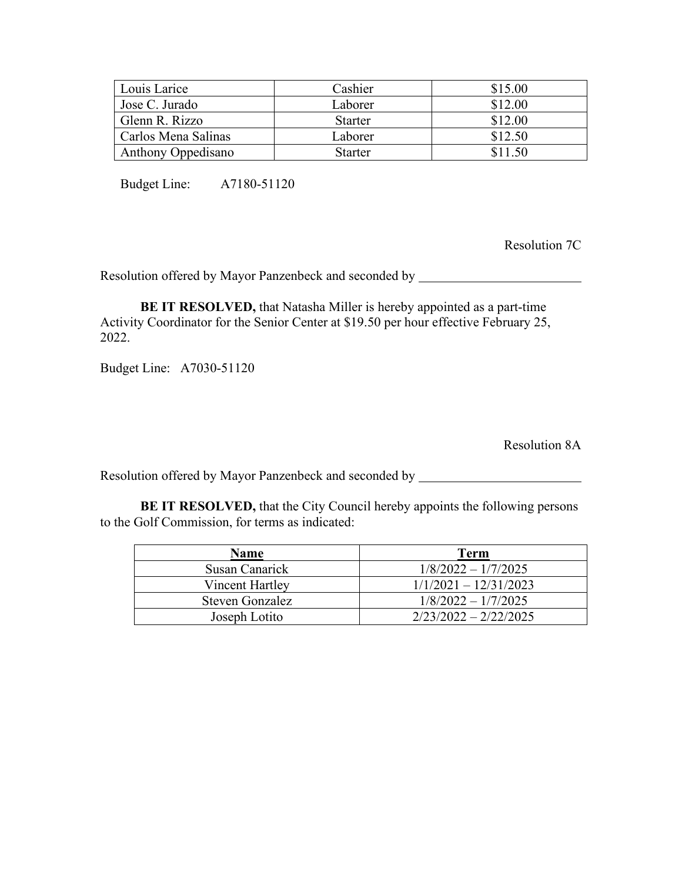| | | |
|---|---|---|
| Louis Larice | Cashier | $15.00 |
| Jose C. Jurado | Laborer | $12.00 |
| Glenn R. Rizzo | Starter | $12.00 |
| Carlos Mena Salinas | Laborer | $12.50 |
| Anthony Oppedisano | Starter | $11.50 |

Budget Line: A7180-51120

Resolution 7C

Resolution offered by Mayor Panzenbeck and seconded by ________________________

**BE IT RESOLVED,** that Natasha Miller is hereby appointed as a part-time Activity Coordinator for the Senior Center at $19.50 per hour effective February 25, 2022.

Budget Line: A7030-51120

Resolution 8A

Resolution offered by Mayor Panzenbeck and seconded by ________________________

**BE IT RESOLVED,** that the City Council hereby appoints the following persons to the Golf Commission, for terms as indicated:

| Name | Term |
|---|---|
| Susan Canarick | 1/8/2022 – 1/7/2025 |
| Vincent Hartley | 1/1/2021 – 12/31/2023 |
| Steven Gonzalez | 1/8/2022 – 1/7/2025 |
| Joseph Lotito | 2/23/2022 – 2/22/2025 |